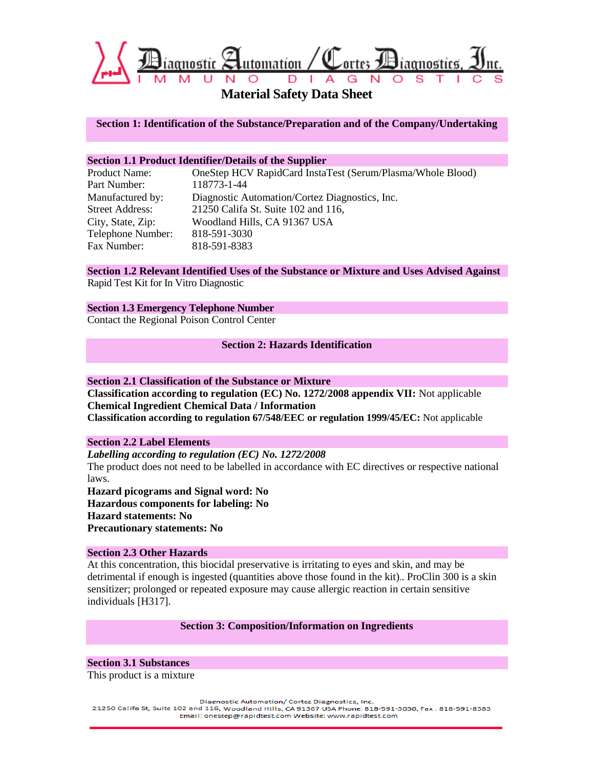# Diagnostic Automation / Cortez Diagnostics, Inc.

IMMUNO DIAGNOSTICS

## Material Safety Data Sheet

### Section 1: Identification of the Substance/Preparation and of the Company/Undertaking

#### Section 1.1 Product Identifier/Details of the Supplier

| | |
|---|---|
| Product Name: | OneStep HCV RapidCard InstaTest (Serum/Plasma/Whole Blood) |
| Part Number: | 118773-1-44 |
| Manufactured by: | Diagnostic Automation/Cortez Diagnostics, Inc. |
| Street Address: | 21250 Califa St. Suite 102 and 116, |
| City, State, Zip: | Woodland Hills, CA 91367 USA |
| Telephone Number: | 818-591-3030 |
| Fax Number: | 818-591-8383 |

#### Section 1.2 Relevant Identified Uses of the Substance or Mixture and Uses Advised Against

Rapid Test Kit for In Vitro Diagnostic

#### Section 1.3 Emergency Telephone Number

Contact the Regional Poison Control Center

### Section 2: Hazards Identification

#### Section 2.1 Classification of the Substance or Mixture

**Classification according to regulation (EC) No. 1272/2008 appendix VII:** Not applicable
**Chemical Ingredient Chemical Data / Information**
**Classification according to regulation 67/548/EEC or regulation 1999/45/EC:** Not applicable

#### Section 2.2 Label Elements

***Labelling according to regulation (EC) No. 1272/2008***

The product does not need to be labelled in accordance with EC directives or respective national laws.

**Hazard picograms and Signal word: No**
**Hazardous components for labeling: No**
**Hazard statements: No**
**Precautionary statements: No**

#### Section 2.3 Other Hazards

At this concentration, this biocidal preservative is irritating to eyes and skin, and may be detrimental if enough is ingested (quantities above those found in the kit).. ProClin 300 is a skin sensitizer; prolonged or repeated exposure may cause allergic reaction in certain sensitive individuals [H317].

### Section 3: Composition/Information on Ingredients

#### Section 3.1 Substances

This product is a mixture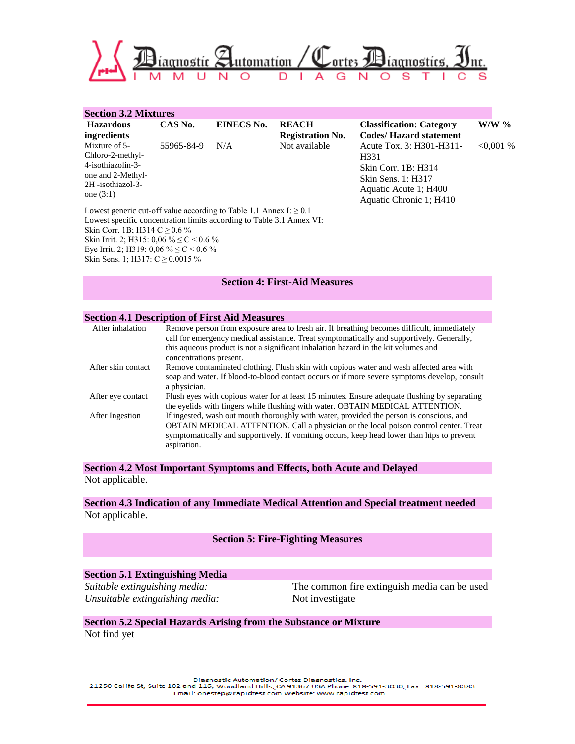## Section 3.2 Mixtures

| Hazardous ingredients | CAS No. | EINECS No. | REACH Registration No. | Classification: Category Codes/ Hazard statement | W/W % |
|---|---|---|---|---|---|
| Mixture of 5-Chloro-2-methyl-4-isothiazolin-3-one and 2-Methyl-2H -isothiazol-3-one (3:1) | 55965-84-9 | N/A | Not available | Acute Tox. 3: H301-H311-H331<br>Skin Corr. 1B: H314<br>Skin Sens. 1: H317<br>Aquatic Acute 1; H400<br>Aquatic Chronic 1; H410 | <0,001 % |

Lowest generic cut-off value according to Table 1.1 Annex I: ≥ 0.1
Lowest specific concentration limits according to Table 3.1 Annex VI:
Skin Corr. 1B; H314 C ≥ 0.6 %
Skin Irrit. 2; H315: 0,06 % ≤ C < 0.6 %
Eye Irrit. 2; H319: 0,06 % ≤ C < 0.6 %
Skin Sens. 1; H317: C ≥ 0.0015 %

# Section 4: First-Aid Measures

## Section 4.1 Description of First Aid Measures

| | |
|---|---|
| After inhalation | Remove person from exposure area to fresh air. If breathing becomes difficult, immediately call for emergency medical assistance. Treat symptomatically and supportively. Generally, this aqueous product is not a significant inhalation hazard in the kit volumes and concentrations present. |
| After skin contact | Remove contaminated clothing. Flush skin with copious water and wash affected area with soap and water. If blood-to-blood contact occurs or if more severe symptoms develop, consult a physician. |
| After eye contact | Flush eyes with copious water for at least 15 minutes. Ensure adequate flushing by separating the eyelids with fingers while flushing with water. OBTAIN MEDICAL ATTENTION. |
| After Ingestion | If ingested, wash out mouth thoroughly with water, provided the person is conscious, and OBTAIN MEDICAL ATTENTION. Call a physician or the local poison control center. Treat symptomatically and supportively. If vomiting occurs, keep head lower than hips to prevent aspiration. |

## Section 4.2 Most Important Symptoms and Effects, both Acute and Delayed

Not applicable.

## Section 4.3 Indication of any Immediate Medical Attention and Special treatment needed

Not applicable.

# Section 5: Fire-Fighting Measures

## Section 5.1 Extinguishing Media

| | |
|---|---|
| *Suitable extinguishing media:* | The common fire extinguish media can be used |
| *Unsuitable extinguishing media:* | Not investigate |

## Section 5.2 Special Hazards Arising from the Substance or Mixture

Not find yet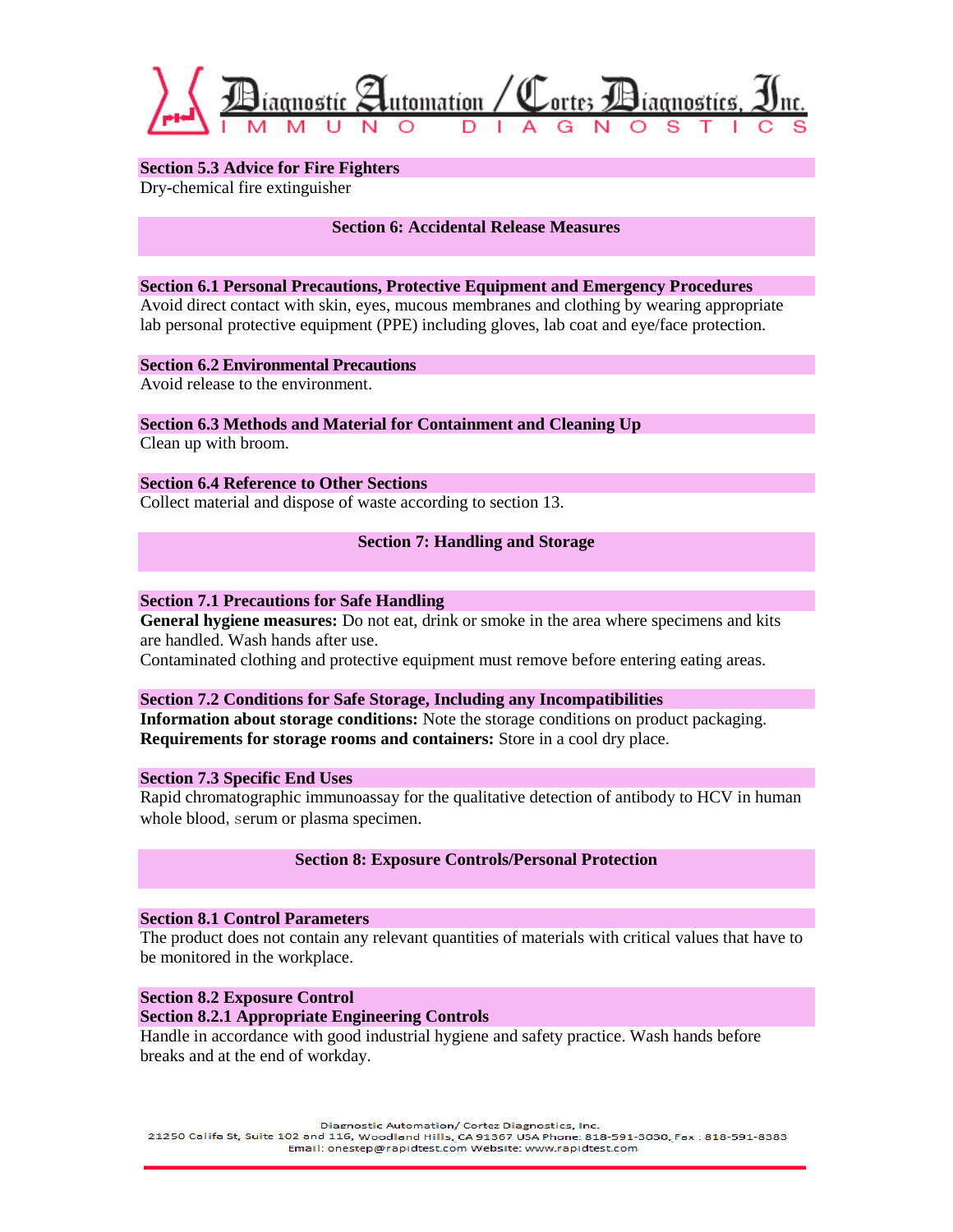### Section 5.3 Advice for Fire Fighters

Dry-chemical fire extinguisher

## Section 6: Accidental Release Measures

### Section 6.1 Personal Precautions, Protective Equipment and Emergency Procedures

Avoid direct contact with skin, eyes, mucous membranes and clothing by wearing appropriate lab personal protective equipment (PPE) including gloves, lab coat and eye/face protection.

### Section 6.2 Environmental Precautions

Avoid release to the environment.

### Section 6.3 Methods and Material for Containment and Cleaning Up

Clean up with broom.

### Section 6.4 Reference to Other Sections

Collect material and dispose of waste according to section 13.

## Section 7: Handling and Storage

### Section 7.1 Precautions for Safe Handling

**General hygiene measures:** Do not eat, drink or smoke in the area where specimens and kits are handled. Wash hands after use.

Contaminated clothing and protective equipment must remove before entering eating areas.

### Section 7.2 Conditions for Safe Storage, Including any Incompatibilities

**Information about storage conditions:** Note the storage conditions on product packaging.

**Requirements for storage rooms and containers:** Store in a cool dry place.

### Section 7.3 Specific End Uses

Rapid chromatographic immunoassay for the qualitative detection of antibody to HCV in human whole blood, serum or plasma specimen.

## Section 8: Exposure Controls/Personal Protection

### Section 8.1 Control Parameters

The product does not contain any relevant quantities of materials with critical values that have to be monitored in the workplace.

### Section 8.2 Exposure Control

#### Section 8.2.1 Appropriate Engineering Controls

Handle in accordance with good industrial hygiene and safety practice. Wash hands before breaks and at the end of workday.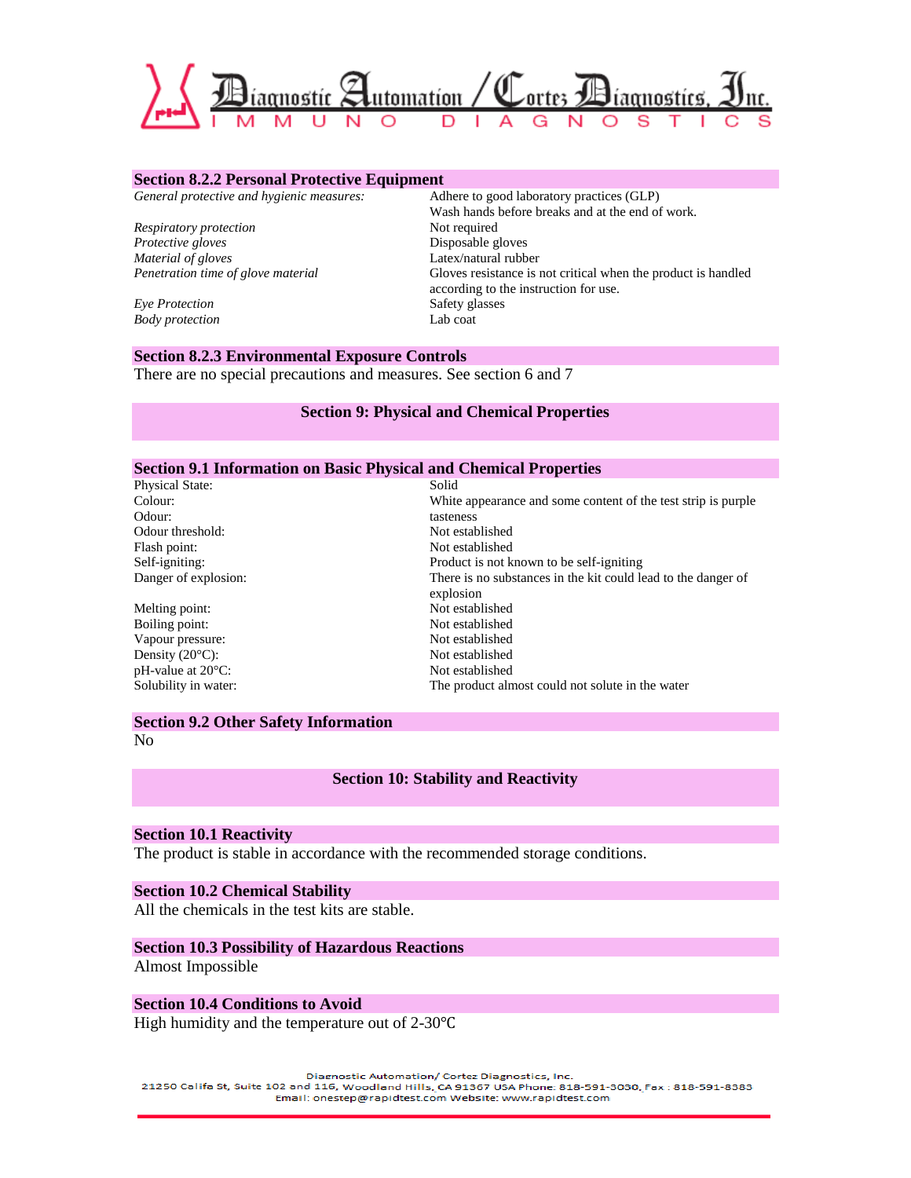### Section 8.2.2 Personal Protective Equipment

| | |
|---|---|
| *General protective and hygienic measures:* | Adhere to good laboratory practices (GLP)<br>Wash hands before breaks and at the end of work. |
| *Respiratory protection* | Not required |
| *Protective gloves* | Disposable gloves |
| *Material of gloves* | Latex/natural rubber |
| *Penetration time of glove material* | Gloves resistance is not critical when the product is handled according to the instruction for use. |
| *Eye Protection* | Safety glasses |
| *Body protection* | Lab coat |

### Section 8.2.3 Environmental Exposure Controls

There are no special precautions and measures. See section 6 and 7

## Section 9: Physical and Chemical Properties

### Section 9.1 Information on Basic Physical and Chemical Properties

| | |
|---|---|
| Physical State: | Solid |
| Colour: | White appearance and some content of the test strip is purple |
| Odour: | tasteness |
| Odour threshold: | Not established |
| Flash point: | Not established |
| Self-igniting: | Product is not known to be self-igniting |
| Danger of explosion: | There is no substances in the kit could lead to the danger of explosion |
| Melting point: | Not established |
| Boiling point: | Not established |
| Vapour pressure: | Not established |
| Density (20°C): | Not established |
| pH-value at 20°C: | Not established |
| Solubility in water: | The product almost could not solute in the water |

### Section 9.2 Other Safety Information

No

## Section 10: Stability and Reactivity

### Section 10.1 Reactivity

The product is stable in accordance with the recommended storage conditions.

### Section 10.2 Chemical Stability

All the chemicals in the test kits are stable.

### Section 10.3 Possibility of Hazardous Reactions

Almost Impossible

### Section 10.4 Conditions to Avoid

High humidity and the temperature out of 2-30℃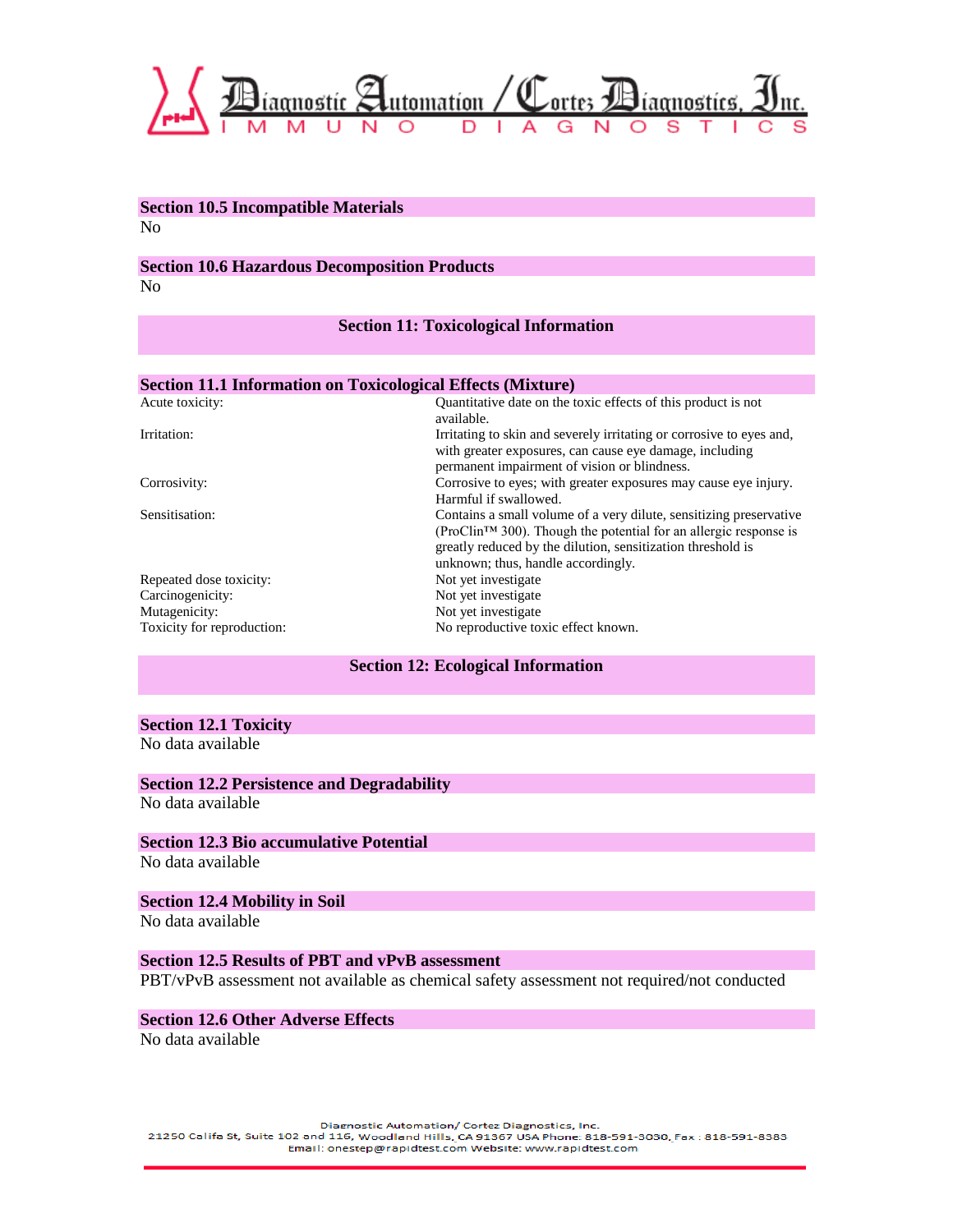### Section 10.5 Incompatible Materials

No

### Section 10.6 Hazardous Decomposition Products

No

## Section 11: Toxicological Information

### Section 11.1 Information on Toxicological Effects (Mixture)

| | |
|---|---|
| Acute toxicity: | Quantitative date on the toxic effects of this product is not available. |
| Irritation: | Irritating to skin and severely irritating or corrosive to eyes and, with greater exposures, can cause eye damage, including permanent impairment of vision or blindness. |
| Corrosivity: | Corrosive to eyes; with greater exposures may cause eye injury. Harmful if swallowed. |
| Sensitisation: | Contains a small volume of a very dilute, sensitizing preservative (ProClin™ 300). Though the potential for an allergic response is greatly reduced by the dilution, sensitization threshold is unknown; thus, handle accordingly. |
| Repeated dose toxicity: | Not yet investigate |
| Carcinogenicity: | Not yet investigate |
| Mutagenicity: | Not yet investigate |
| Toxicity for reproduction: | No reproductive toxic effect known. |

## Section 12: Ecological Information

### Section 12.1 Toxicity

No data available

### Section 12.2 Persistence and Degradability

No data available

### Section 12.3 Bio accumulative Potential

No data available

### Section 12.4 Mobility in Soil

No data available

### Section 12.5 Results of PBT and vPvB assessment

PBT/vPvB assessment not available as chemical safety assessment not required/not conducted

### Section 12.6 Other Adverse Effects

No data available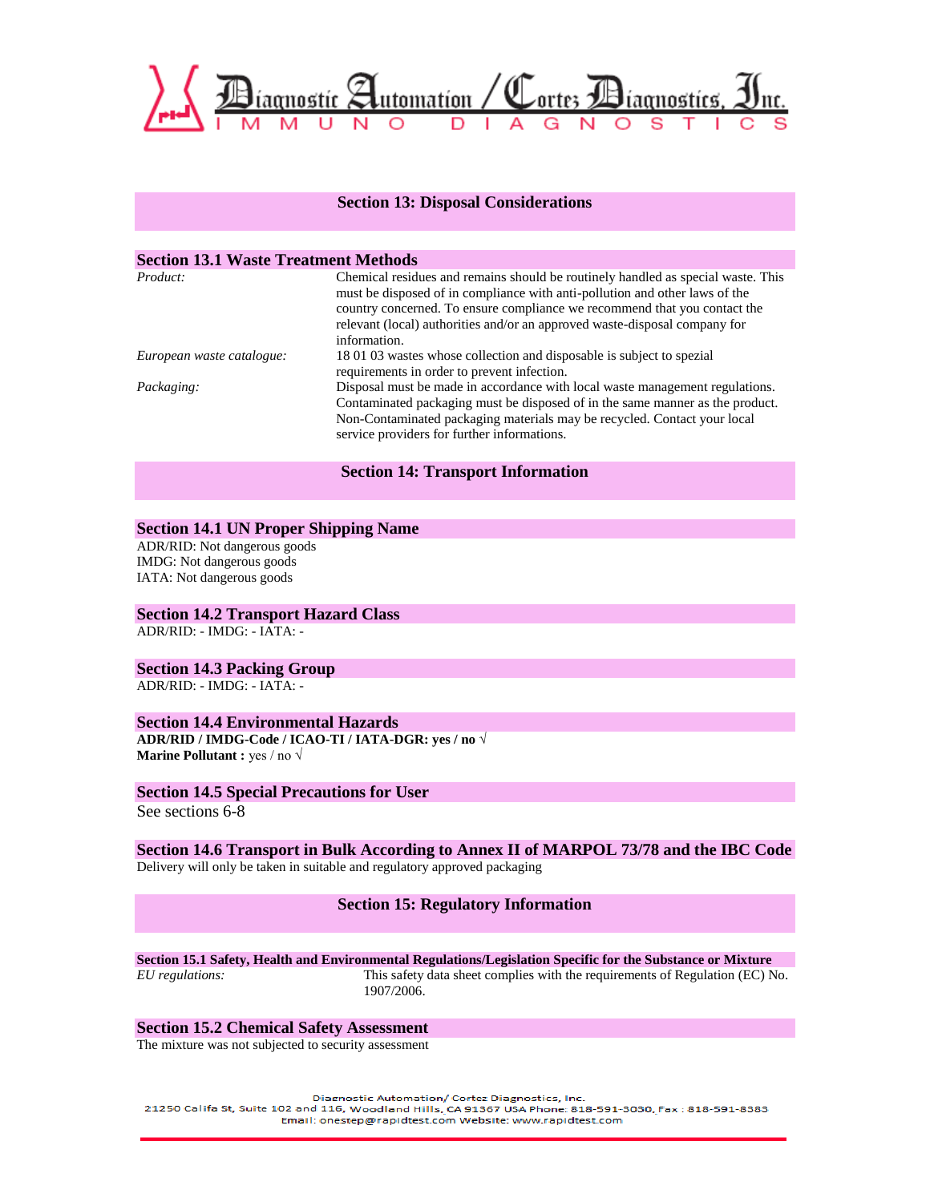## Section 13: Disposal Considerations

### Section 13.1 Waste Treatment Methods

| | |
|---|---|
| *Product:* | Chemical residues and remains should be routinely handled as special waste. This must be disposed of in compliance with anti-pollution and other laws of the country concerned. To ensure compliance we recommend that you contact the relevant (local) authorities and/or an approved waste-disposal company for information. |
| *European waste catalogue:* | 18 01 03 wastes whose collection and disposable is subject to spezial requirements in order to prevent infection. |
| *Packaging:* | Disposal must be made in accordance with local waste management regulations. Contaminated packaging must be disposed of in the same manner as the product. Non-Contaminated packaging materials may be recycled. Contact your local service providers for further informations. |

## Section 14: Transport Information

### Section 14.1 UN Proper Shipping Name

ADR/RID: Not dangerous goods
IMDG: Not dangerous goods
IATA: Not dangerous goods

### Section 14.2 Transport Hazard Class

ADR/RID: - IMDG: - IATA: -

### Section 14.3 Packing Group

ADR/RID: - IMDG: - IATA: -

### Section 14.4 Environmental Hazards

**ADR/RID / IMDG-Code / ICAO-TI / IATA-DGR: yes / no** √
**Marine Pollutant :** yes / no √

### Section 14.5 Special Precautions for User

See sections 6-8

### Section 14.6 Transport in Bulk According to Annex II of MARPOL 73/78 and the IBC Code

Delivery will only be taken in suitable and regulatory approved packaging

## Section 15: Regulatory Information

### Section 15.1 Safety, Health and Environmental Regulations/Legislation Specific for the Substance or Mixture

| | |
|---|---|
| *EU regulations:* | This safety data sheet complies with the requirements of Regulation (EC) No. 1907/2006. |

### Section 15.2 Chemical Safety Assessment

The mixture was not subjected to security assessment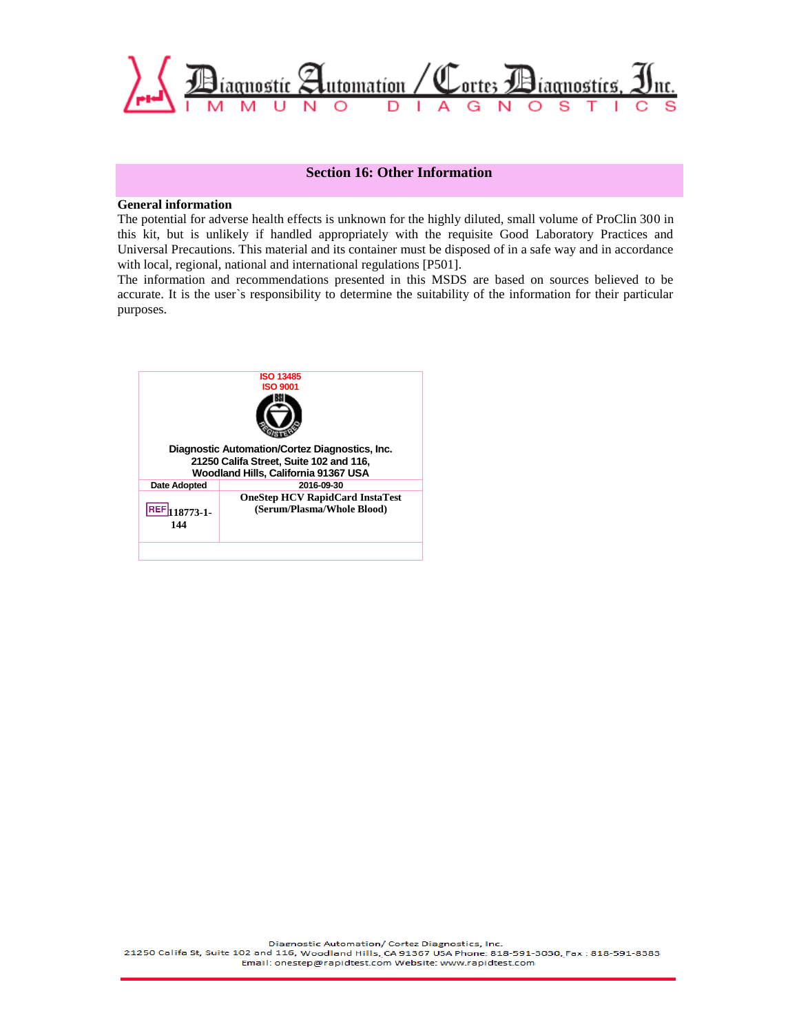## Section 16: Other Information

**General information**

The potential for adverse health effects is unknown for the highly diluted, small volume of ProClin 300 in this kit, but is unlikely if handled appropriately with the requisite Good Laboratory Practices and Universal Precautions. This material and its container must be disposed of in a safe way and in accordance with local, regional, national and international regulations [P501].

The information and recommendations presented in this MSDS are based on sources believed to be accurate. It is the user`s responsibility to determine the suitability of the information for their particular purposes.

| | |
|---|---|
| ISO 13485<br>ISO 9001<br>REGISTERED<br>**Diagnostic Automation/Cortez Diagnostics, Inc.**<br>**21250 Califa Street, Suite 102 and 116,**<br>**Woodland Hills, California 91367 USA** | |
| **Date Adopted** | **2016-09-30** |
| REF **118773-1-144** | **OneStep HCV RapidCard InstaTest (Serum/Plasma/Whole Blood)** |